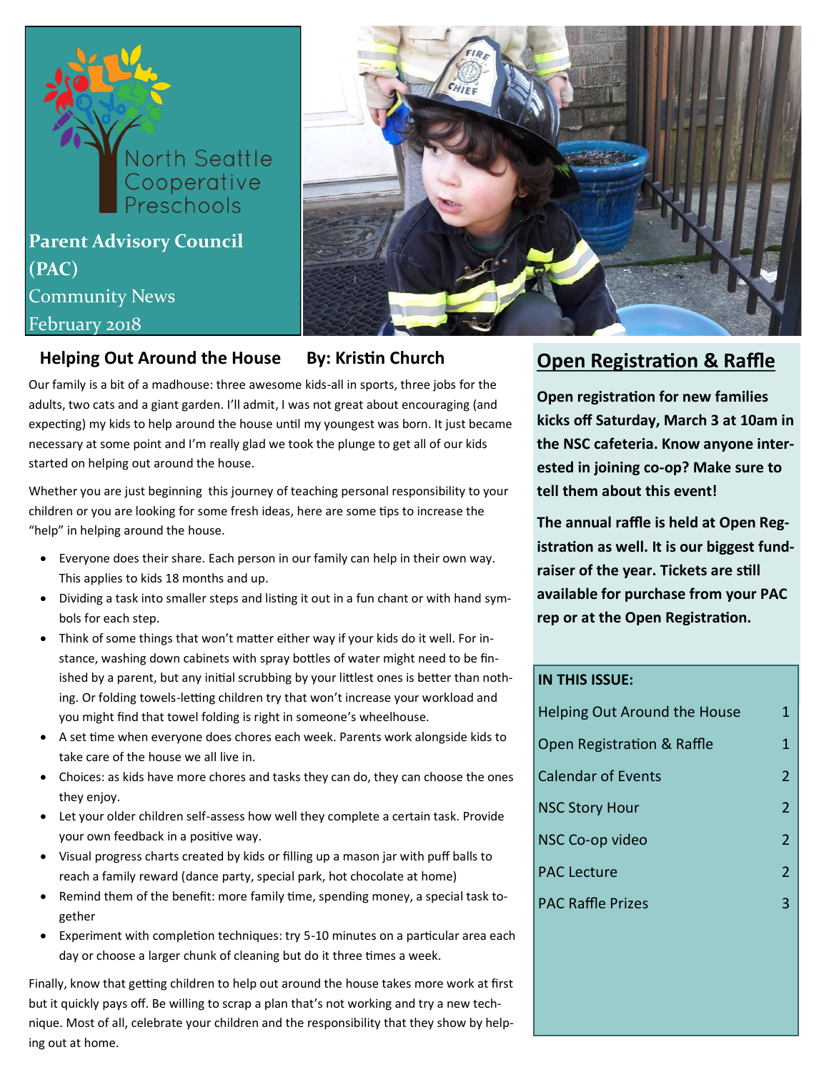North Seattle Cooperative Preschools

# Parent Advisory Council (PAC)

Community News

February 2018

## Helping Out Around the House

By: Kristin Church

Our family is a bit of a madhouse: three awesome kids-all in sports, three jobs for the adults, two cats and a giant garden. I'll admit, I was not great about encouraging (and expecting) my kids to help around the house until my youngest was born. It just became necessary at some point and I'm really glad we took the plunge to get all of our kids started on helping out around the house.

Whether you are just beginning this journey of teaching personal responsibility to your children or you are looking for some fresh ideas, here are some tips to increase the "help" in helping around the house.

- Everyone does their share. Each person in our family can help in their own way. This applies to kids 18 months and up.
- Dividing a task into smaller steps and listing it out in a fun chant or with hand symbols for each step.
- Think of some things that won't matter either way if your kids do it well. For instance, washing down cabinets with spray bottles of water might need to be finished by a parent, but any initial scrubbing by your littlest ones is better than nothing. Or folding towels-letting children try that won't increase your workload and you might find that towel folding is right in someone's wheelhouse.
- A set time when everyone does chores each week. Parents work alongside kids to take care of the house we all live in.
- Choices: as kids have more chores and tasks they can do, they can choose the ones they enjoy.
- Let your older children self-assess how well they complete a certain task. Provide your own feedback in a positive way.
- Visual progress charts created by kids or filling up a mason jar with puff balls to reach a family reward (dance party, special park, hot chocolate at home)
- Remind them of the benefit: more family time, spending money, a special task together
- Experiment with completion techniques: try 5-10 minutes on a particular area each day or choose a larger chunk of cleaning but do it three times a week.

Finally, know that getting children to help out around the house takes more work at first but it quickly pays off. Be willing to scrap a plan that's not working and try a new technique. Most of all, celebrate your children and the responsibility that they show by helping out at home.

## Open Registration & Raffle

**Open registration for new families kicks off Saturday, March 3 at 10am in the NSC cafeteria. Know anyone interested in joining co-op? Make sure to tell them about this event!**

**The annual raffle is held at Open Registration as well. It is our biggest fundraiser of the year. Tickets are still available for purchase from your PAC rep or at the Open Registration.**

**IN THIS ISSUE:**

| | |
|---|---|
| Helping Out Around the House | 1 |
| Open Registration & Raffle | 1 |
| Calendar of Events | 2 |
| NSC Story Hour | 2 |
| NSC Co-op video | 2 |
| PAC Lecture | 2 |
| PAC Raffle Prizes | 3 |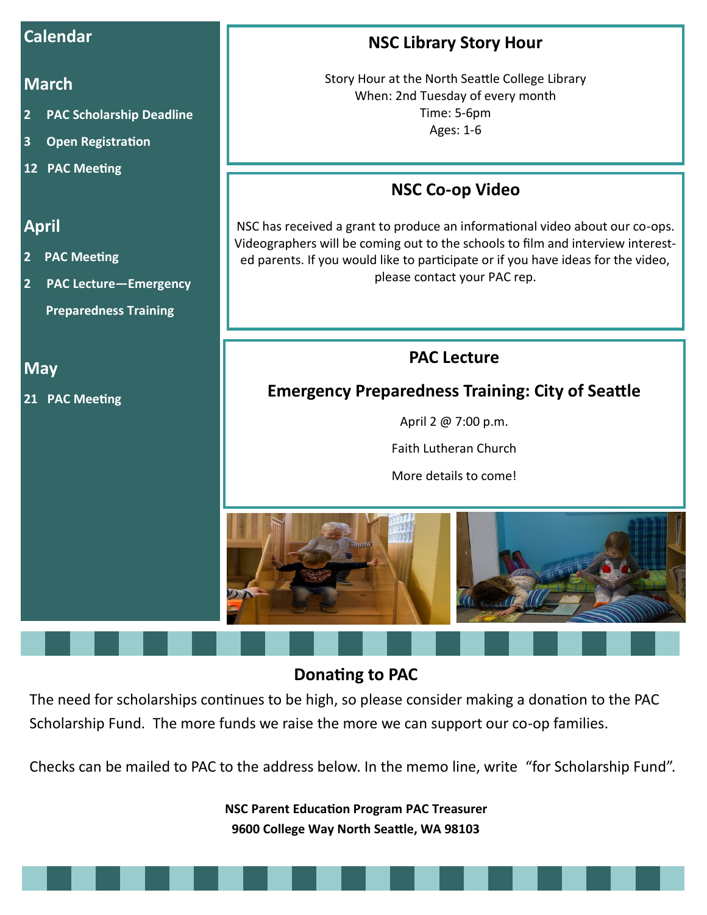## Calendar

### March

**2 PAC Scholarship Deadline**

**3 Open Registration**

**12 PAC Meeting**

### April

**2 PAC Meeting**

**2 PAC Lecture—Emergency Preparedness Training**

### May

**21 PAC Meeting**

## NSC Library Story Hour

Story Hour at the North Seattle College Library
When: 2nd Tuesday of every month
Time: 5-6pm
Ages: 1-6

## NSC Co-op Video

NSC has received a grant to produce an informational video about our co-ops. Videographers will be coming out to the schools to film and interview interested parents. If you would like to participate or if you have ideas for the video, please contact your PAC rep.

## PAC Lecture

### Emergency Preparedness Training: City of Seattle

April 2 @ 7:00 p.m.

Faith Lutheran Church

More details to come!

## Donating to PAC

The need for scholarships continues to be high, so please consider making a donation to the PAC Scholarship Fund. The more funds we raise the more we can support our co-op families.

Checks can be mailed to PAC to the address below. In the memo line, write "for Scholarship Fund".

**NSC Parent Education Program PAC Treasurer**
**9600 College Way North Seattle, WA 98103**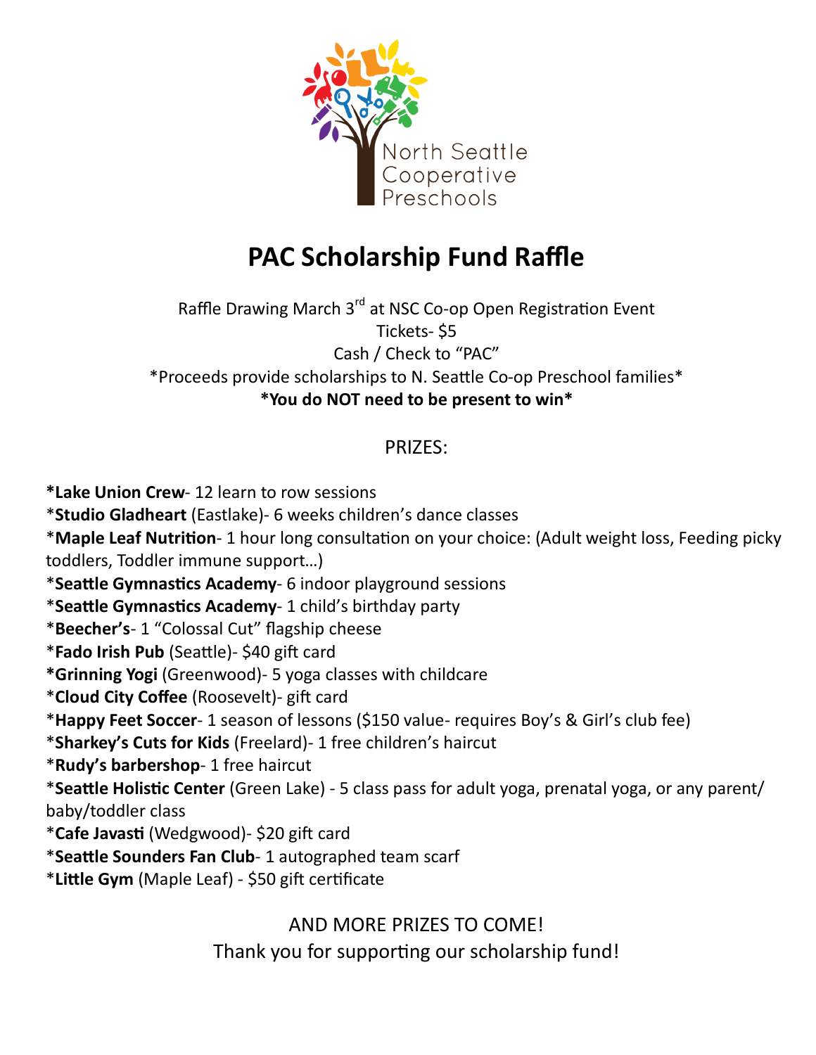North Seattle Cooperative Preschools

# PAC Scholarship Fund Raffle

Raffle Drawing March 3rd at NSC Co-op Open Registration Event
Tickets- $5
Cash / Check to "PAC"
*Proceeds provide scholarships to N. Seattle Co-op Preschool families*
**\*You do NOT need to be present to win\***

PRIZES:

**\*Lake Union Crew**- 12 learn to row sessions
*__Studio Gladheart__ (Eastlake)- 6 weeks children's dance classes
*__Maple Leaf Nutrition__- 1 hour long consultation on your choice: (Adult weight loss, Feeding picky toddlers, Toddler immune support…)
*__Seattle Gymnastics Academy__- 6 indoor playground sessions
*__Seattle Gymnastics Academy__- 1 child's birthday party
*__Beecher's__- 1 "Colossal Cut" flagship cheese
*__Fado Irish Pub__ (Seattle)- $40 gift card
**\*Grinning Yogi** (Greenwood)- 5 yoga classes with childcare
*__Cloud City Coffee__ (Roosevelt)- gift card
*__Happy Feet Soccer__- 1 season of lessons ($150 value- requires Boy's & Girl's club fee)
*__Sharkey's Cuts for Kids__ (Freelard)- 1 free children's haircut
*__Rudy's barbershop__- 1 free haircut
*__Seattle Holistic Center__ (Green Lake) - 5 class pass for adult yoga, prenatal yoga, or any parent/ baby/toddler class
*__Cafe Javasti__ (Wedgwood)- $20 gift card
*__Seattle Sounders Fan Club__- 1 autographed team scarf
*__Little Gym__ (Maple Leaf) - $50 gift certificate

AND MORE PRIZES TO COME!
Thank you for supporting our scholarship fund!